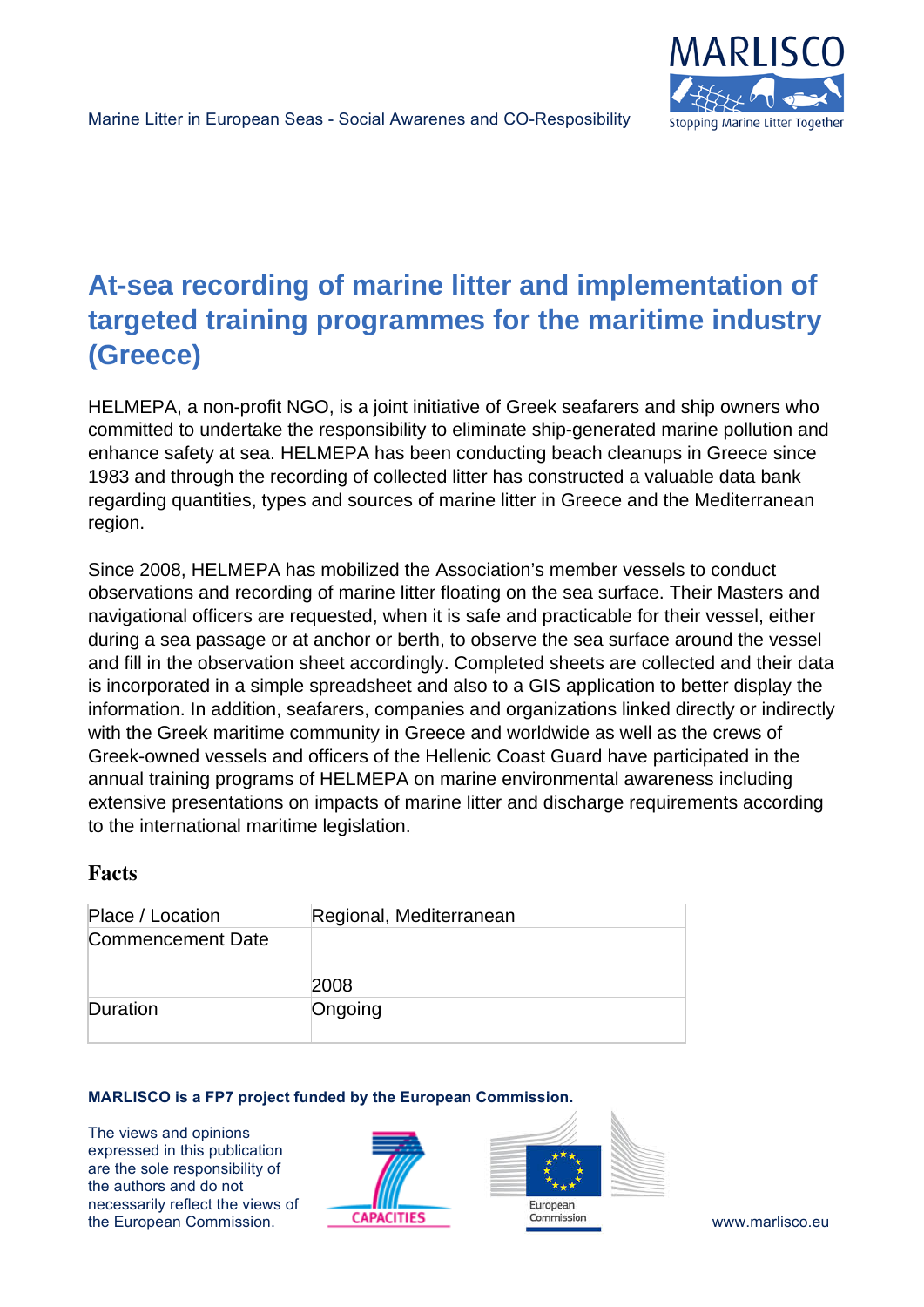# At-sea recording of marine litter and implementation of targeted training programmes for the maritime industry (Greece)

HELMEPA, a non-profit NGO, is a joint initiative of Greek seafarers and ship owners who committed to undertake the responsibility to eliminate ship-generated marine pollution and enhance safety at sea. HELMEPA has been conducting beach cleanups in Greece since 1983 and through the recording of collected litter has constructed a valuable data bank regarding quantities, types and sources of marine litter in Greece and the Mediterranean region.

Since 2008, HELMEPA has mobilized the Association's member vessels to conduct observations and recording of marine litter floating on the sea surface. Their Masters and navigational officers are requested, when it is safe and practicable for their vessel, either during a sea passage or at anchor or berth, to observe the sea surface around the vessel and fill in the observation sheet accordingly. Completed sheets are collected and their data is incorporated in a simple spreadsheet and also to a GIS application to better display the information. In addition, seafarers, companies and organizations linked directly or indirectly with the Greek maritime community in Greece and worldwide as well as the crews of Greek-owned vessels and officers of the Hellenic Coast Guard have participated in the annual training programs of HELMEPA on marine environmental awareness including extensive presentations on impacts of marine litter and discharge requirements according to the international maritime legislation.

## Facts

| Place / Location | Regional, Mediterranean |
|---|---|
| Commencement Date | 2008 |
| Duration | Ongoing |

**MARLISCO is a FP7 project funded by the European Commission.**

The views and opinions expressed in this publication are the sole responsibility of the authors and do not necessarily reflect the views of the European Commission.

www.marlisco.eu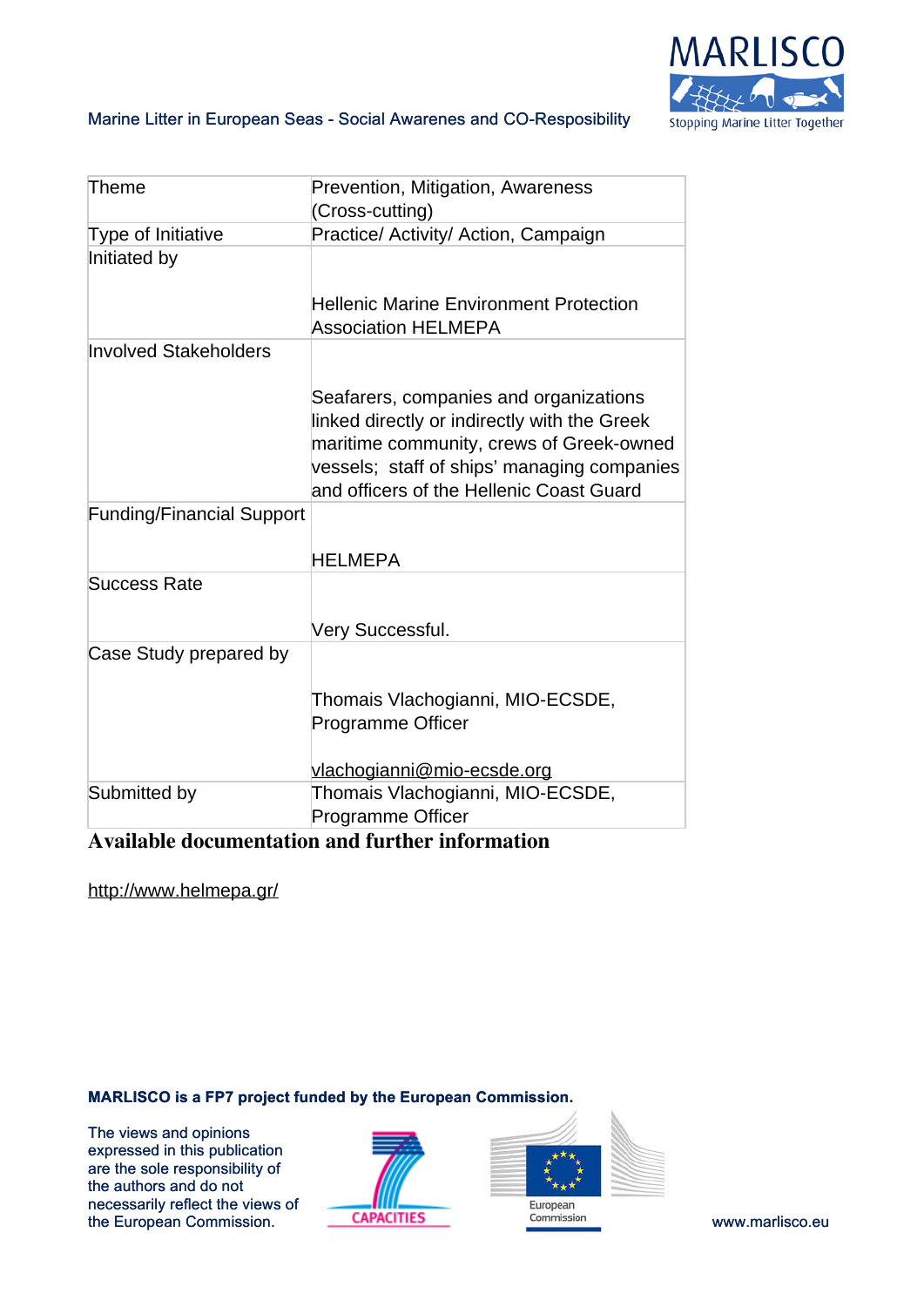| Theme | Prevention, Mitigation, Awareness (Cross-cutting) |
| --- | --- |
| Type of Initiative | Practice/ Activity/ Action, Campaign |
| Initiated by | Hellenic Marine Environment Protection Association HELMEPA |
| Involved Stakeholders | Seafarers, companies and organizations linked directly or indirectly with the Greek maritime community, crews of Greek-owned vessels; staff of ships' managing companies and officers of the Hellenic Coast Guard |
| Funding/Financial Support | HELMEPA |
| Success Rate | Very Successful. |
| Case Study prepared by | Thomais Vlachogianni, MIO-ECSDE, Programme Officer<br><br>vlachogianni@mio-ecsde.org |
| Submitted by | Thomais Vlachogianni, MIO-ECSDE, Programme Officer |

## Available documentation and further information

http://www.helmepa.gr/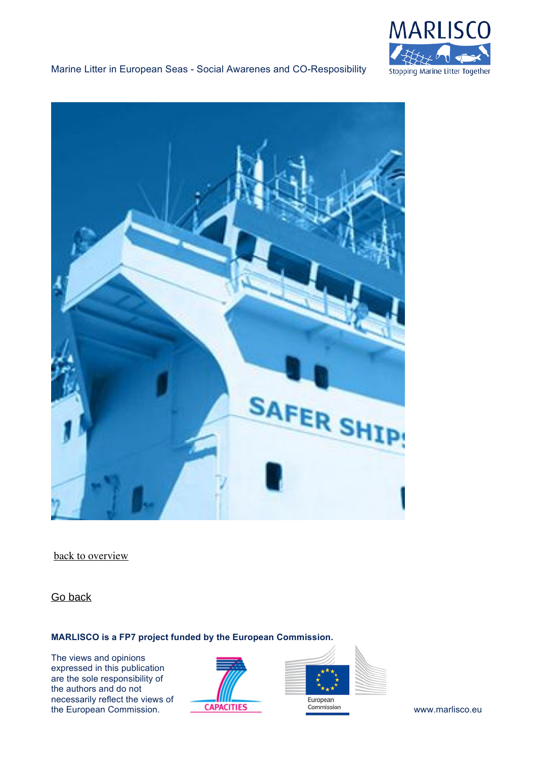back to overview

Go back

**MARLISCO is a FP7 project funded by the European Commission.**

The views and opinions expressed in this publication are the sole responsibility of the authors and do not necessarily reflect the views of the European Commission.

www.marlisco.eu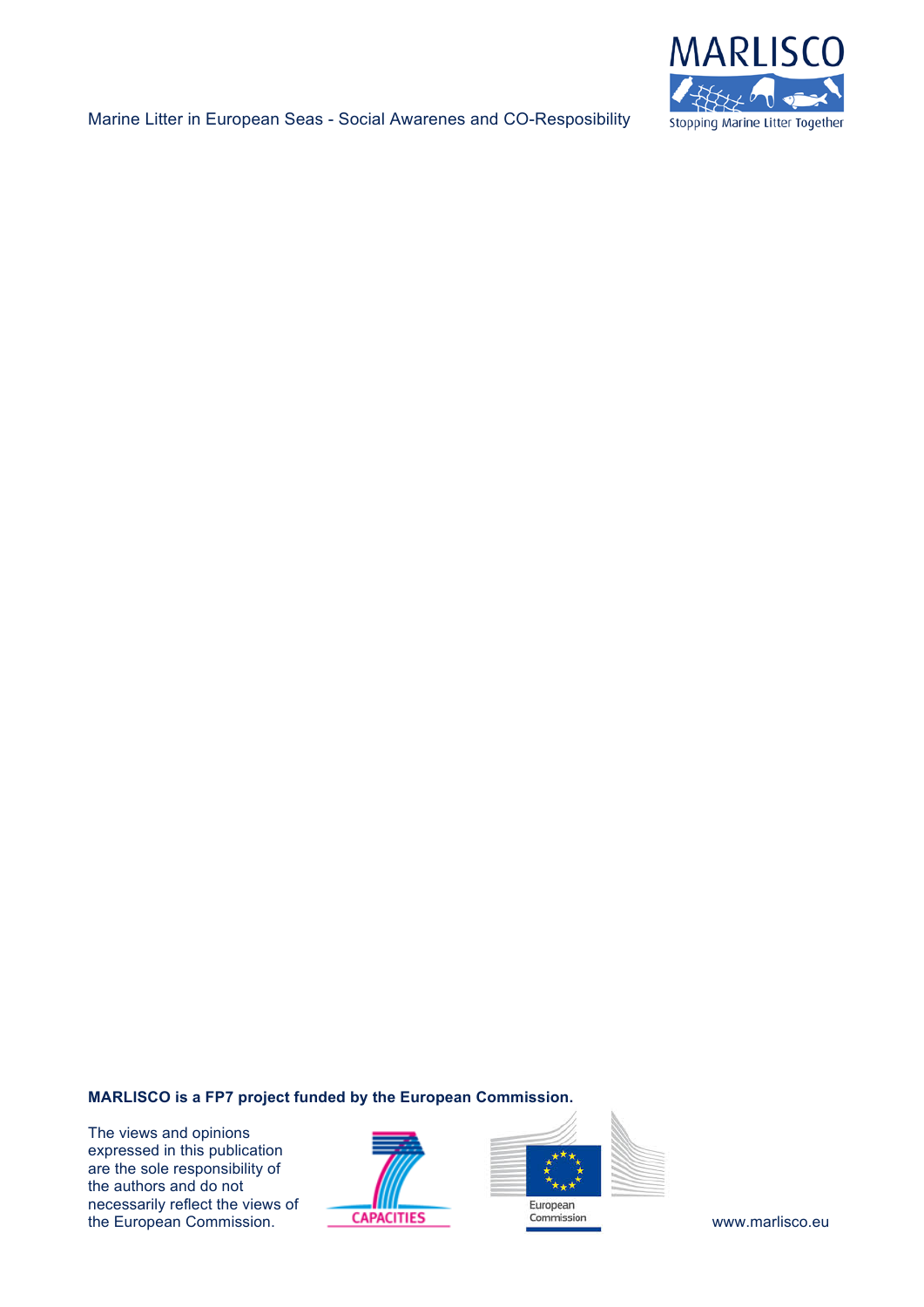Marine Litter in European Seas - Social Awarenes and CO-Resposibility

MARLISCO

Stopping Marine Litter Together

**MARLISCO is a FP7 project funded by the European Commission.**

The views and opinions expressed in this publication are the sole responsibility of the authors and do not necessarily reflect the views of the European Commission.

CAPACITIES

European Commission

www.marlisco.eu